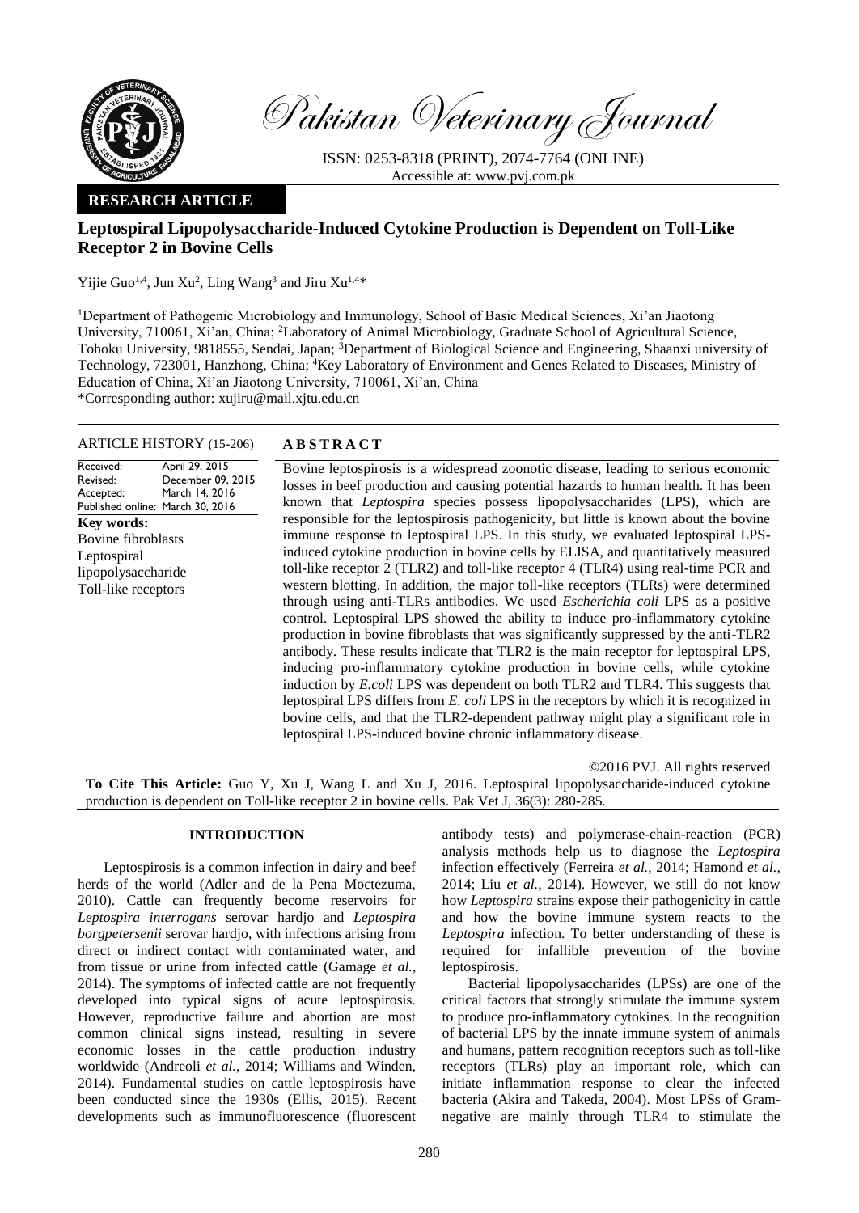**RESEARCH ARTICLE**

# Leptospiral Lipopolysaccharide-Induced Cytokine Production is Dependent on Toll-Like Receptor 2 in Bovine Cells

Yijie Guo[1,4], Jun Xu[2], Ling Wang[3] and Jiru Xu[1,4]*

[1]Department of Pathogenic Microbiology and Immunology, School of Basic Medical Sciences, Xi'an Jiaotong University, 710061, Xi'an, China; [2]Laboratory of Animal Microbiology, Graduate School of Agricultural Science, Tohoku University, 9818555, Sendai, Japan; [3]Department of Biological Science and Engineering, Shaanxi university of Technology, 723001, Hanzhong, China; [4]Key Laboratory of Environment and Genes Related to Diseases, Ministry of Education of China, Xi'an Jiaotong University, 710061, Xi'an, China

*Corresponding author: xujiru@mail.xjtu.edu.cn

**ARTICLE HISTORY** (15-206)

| | |
|---|---|
| Received: | April 29, 2015 |
| Revised: | December 09, 2015 |
| Accepted: | March 14, 2016 |
| Published online: | March 30, 2016 |

**Key words:**
Bovine fibroblasts
Leptospiral lipopolysaccharide
Toll-like receptors

**A B S T R A C T**

Bovine leptospirosis is a widespread zoonotic disease, leading to serious economic losses in beef production and causing potential hazards to human health. It has been known that *Leptospira* species possess lipopolysaccharides (LPS), which are responsible for the leptospirosis pathogenicity, but little is known about the bovine immune response to leptospiral LPS. In this study, we evaluated leptospiral LPS-induced cytokine production in bovine cells by ELISA, and quantitatively measured toll-like receptor 2 (TLR2) and toll-like receptor 4 (TLR4) using real-time PCR and western blotting. In addition, the major toll-like receptors (TLRs) were determined through using anti-TLRs antibodies. We used *Escherichia coli* LPS as a positive control. Leptospiral LPS showed the ability to induce pro-inflammatory cytokine production in bovine fibroblasts that was significantly suppressed by the anti-TLR2 antibody. These results indicate that TLR2 is the main receptor for leptospiral LPS, inducing pro-inflammatory cytokine production in bovine cells, while cytokine induction by *E.coli* LPS was dependent on both TLR2 and TLR4. This suggests that leptospiral LPS differs from *E. coli* LPS in the receptors by which it is recognized in bovine cells, and that the TLR2-dependent pathway might play a significant role in leptospiral LPS-induced bovine chronic inflammatory disease.

©2016 PVJ. All rights reserved

**To Cite This Article:** Guo Y, Xu J, Wang L and Xu J, 2016. Leptospiral lipopolysaccharide-induced cytokine production is dependent on Toll-like receptor 2 in bovine cells. Pak Vet J, 36(3): 280-285.

## INTRODUCTION

Leptospirosis is a common infection in dairy and beef herds of the world (Adler and de la Pena Moctezuma, 2010). Cattle can frequently become reservoirs for *Leptospira interrogans* serovar hardjo and *Leptospira borgpetersenii* serovar hardjo, with infections arising from direct or indirect contact with contaminated water, and from tissue or urine from infected cattle (Gamage *et al.*, 2014). The symptoms of infected cattle are not frequently developed into typical signs of acute leptospirosis. However, reproductive failure and abortion are most common clinical signs instead, resulting in severe economic losses in the cattle production industry worldwide (Andreoli *et al.*, 2014; Williams and Winden, 2014). Fundamental studies on cattle leptospirosis have been conducted since the 1930s (Ellis, 2015). Recent developments such as immunofluorescence (fluorescent antibody tests) and polymerase-chain-reaction (PCR) analysis methods help us to diagnose the *Leptospira* infection effectively (Ferreira *et al.*, 2014; Hamond *et al.*, 2014; Liu *et al.*, 2014). However, we still do not know how *Leptospira* strains expose their pathogenicity in cattle and how the bovine immune system reacts to the *Leptospira* infection. To better understanding of these is required for infallible prevention of the bovine leptospirosis.

Bacterial lipopolysaccharides (LPSs) are one of the critical factors that strongly stimulate the immune system to produce pro-inflammatory cytokines. In the recognition of bacterial LPS by the innate immune system of animals and humans, pattern recognition receptors such as toll-like receptors (TLRs) play an important role, which can initiate inflammation response to clear the infected bacteria (Akira and Takeda, 2004). Most LPSs of Gram-negative are mainly through TLR4 to stimulate the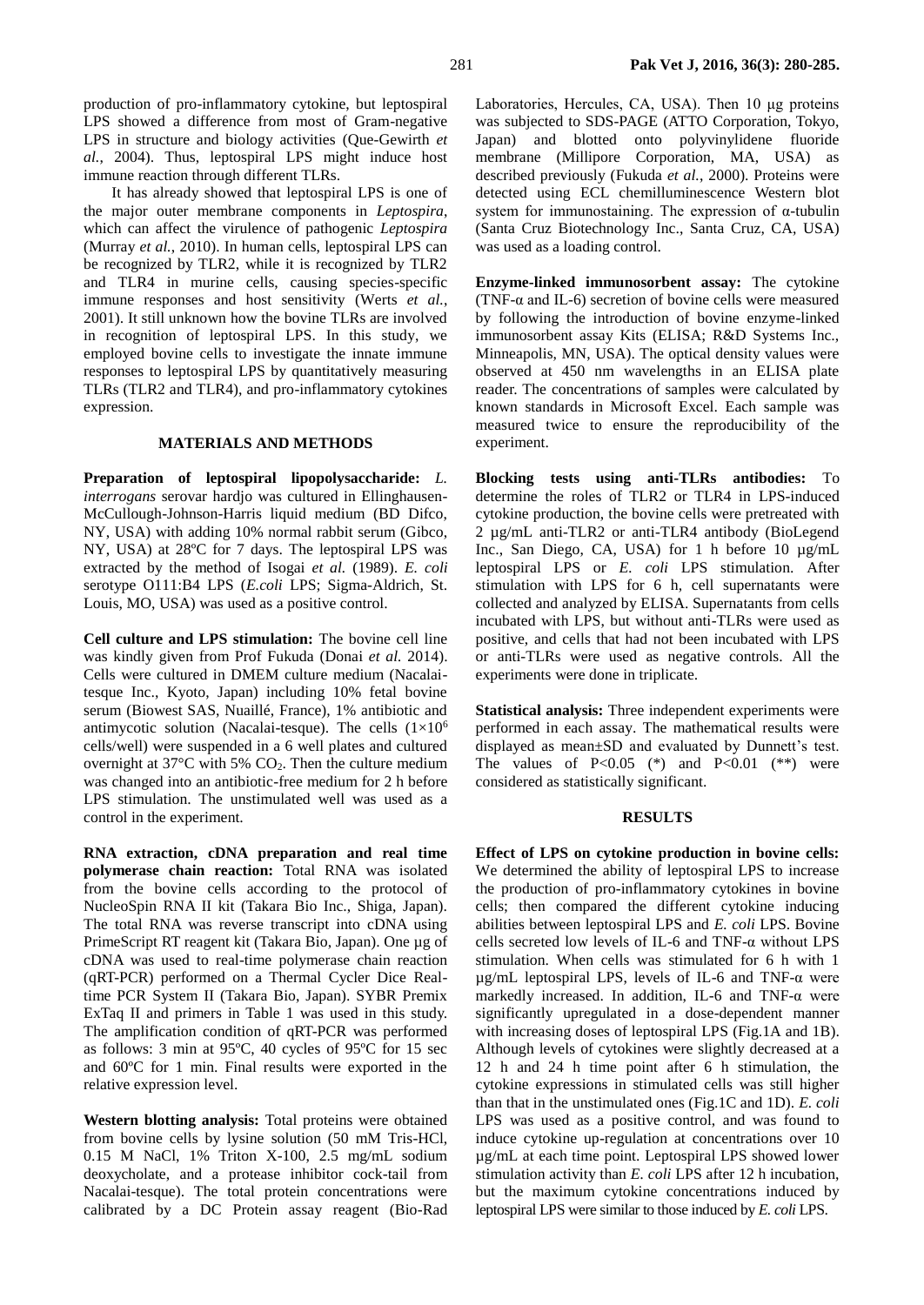production of pro-inflammatory cytokine, but leptospiral LPS showed a difference from most of Gram-negative LPS in structure and biology activities (Que-Gewirth *et al.*, 2004). Thus, leptospiral LPS might induce host immune reaction through different TLRs.

It has already showed that leptospiral LPS is one of the major outer membrane components in *Leptospira*, which can affect the virulence of pathogenic *Leptospira* (Murray *et al.*, 2010). In human cells, leptospiral LPS can be recognized by TLR2, while it is recognized by TLR2 and TLR4 in murine cells, causing species-specific immune responses and host sensitivity (Werts *et al.*, 2001). It still unknown how the bovine TLRs are involved in recognition of leptospiral LPS. In this study, we employed bovine cells to investigate the innate immune responses to leptospiral LPS by quantitatively measuring TLRs (TLR2 and TLR4), and pro-inflammatory cytokines expression.

## MATERIALS AND METHODS

**Preparation of leptospiral lipopolysaccharide:** *L. interrogans* serovar hardjo was cultured in Ellinghausen-McCullough-Johnson-Harris liquid medium (BD Difco, NY, USA) with adding 10% normal rabbit serum (Gibco, NY, USA) at 28ºC for 7 days. The leptospiral LPS was extracted by the method of Isogai *et al.* (1989). *E. coli* serotype O111:B4 LPS (*E.coli* LPS; Sigma-Aldrich, St. Louis, MO, USA) was used as a positive control.

**Cell culture and LPS stimulation:** The bovine cell line was kindly given from Prof Fukuda (Donai *et al.* 2014). Cells were cultured in DMEM culture medium (Nacalai-tesque Inc., Kyoto, Japan) including 10% fetal bovine serum (Biowest SAS, Nuaillé, France), 1% antibiotic and antimycotic solution (Nacalai-tesque). The cells ($1\times10^6$ cells/well) were suspended in a 6 well plates and cultured overnight at 37°C with 5% $CO_2$. Then the culture medium was changed into an antibiotic-free medium for 2 h before LPS stimulation. The unstimulated well was used as a control in the experiment.

**RNA extraction, cDNA preparation and real time polymerase chain reaction:** Total RNA was isolated from the bovine cells according to the protocol of NucleoSpin RNA II kit (Takara Bio Inc., Shiga, Japan). The total RNA was reverse transcript into cDNA using PrimeScript RT reagent kit (Takara Bio, Japan). One µg of cDNA was used to real-time polymerase chain reaction (qRT-PCR) performed on a Thermal Cycler Dice Real-time PCR System II (Takara Bio, Japan). SYBR Premix ExTaq II and primers in Table 1 was used in this study. The amplification condition of qRT-PCR was performed as follows: 3 min at 95ºC, 40 cycles of 95ºC for 15 sec and 60ºC for 1 min. Final results were exported in the relative expression level.

**Western blotting analysis:** Total proteins were obtained from bovine cells by lysine solution (50 mM Tris-HCl, 0.15 M NaCl, 1% Triton X-100, 2.5 mg/mL sodium deoxycholate, and a protease inhibitor cock-tail from Nacalai-tesque). The total protein concentrations were calibrated by a DC Protein assay reagent (Bio-Rad Laboratories, Hercules, CA, USA). Then 10 μg proteins was subjected to SDS-PAGE (ATTO Corporation, Tokyo, Japan) and blotted onto polyvinylidene fluoride membrane (Millipore Corporation, MA, USA) as described previously (Fukuda *et al.*, 2000). Proteins were detected using ECL chemilluminescence Western blot system for immunostaining. The expression of α-tubulin (Santa Cruz Biotechnology Inc., Santa Cruz, CA, USA) was used as a loading control.

**Enzyme-linked immunosorbent assay:** The cytokine (TNF-α and IL-6) secretion of bovine cells were measured by following the introduction of bovine enzyme-linked immunosorbent assay Kits (ELISA; R&D Systems Inc., Minneapolis, MN, USA). The optical density values were observed at 450 nm wavelengths in an ELISA plate reader. The concentrations of samples were calculated by known standards in Microsoft Excel. Each sample was measured twice to ensure the reproducibility of the experiment.

**Blocking tests using anti-TLRs antibodies:** To determine the roles of TLR2 or TLR4 in LPS-induced cytokine production, the bovine cells were pretreated with 2 µg/mL anti-TLR2 or anti-TLR4 antibody (BioLegend Inc., San Diego, CA, USA) for 1 h before 10 µg/mL leptospiral LPS or *E. coli* LPS stimulation. After stimulation with LPS for 6 h, cell supernatants were collected and analyzed by ELISA. Supernatants from cells incubated with LPS, but without anti-TLRs were used as positive, and cells that had not been incubated with LPS or anti-TLRs were used as negative controls. All the experiments were done in triplicate.

**Statistical analysis:** Three independent experiments were performed in each assay. The mathematical results were displayed as mean±SD and evaluated by Dunnett's test. The values of $P<0.05$ (*) and $P<0.01$ (**) were considered as statistically significant.

## RESULTS

**Effect of LPS on cytokine production in bovine cells:** We determined the ability of leptospiral LPS to increase the production of pro-inflammatory cytokines in bovine cells; then compared the different cytokine inducing abilities between leptospiral LPS and *E. coli* LPS. Bovine cells secreted low levels of IL-6 and TNF-α without LPS stimulation. When cells was stimulated for 6 h with 1 µg/mL leptospiral LPS, levels of IL-6 and TNF-α were markedly increased. In addition, IL-6 and TNF-α were significantly upregulated in a dose-dependent manner with increasing doses of leptospiral LPS (Fig.1A and 1B). Although levels of cytokines were slightly decreased at a 12 h and 24 h time point after 6 h stimulation, the cytokine expressions in stimulated cells was still higher than that in the unstimulated ones (Fig.1C and 1D). *E. coli* LPS was used as a positive control, and was found to induce cytokine up-regulation at concentrations over 10 µg/mL at each time point. Leptospiral LPS showed lower stimulation activity than *E. coli* LPS after 12 h incubation, but the maximum cytokine concentrations induced by leptospiral LPS were similar to those induced by *E. coli* LPS.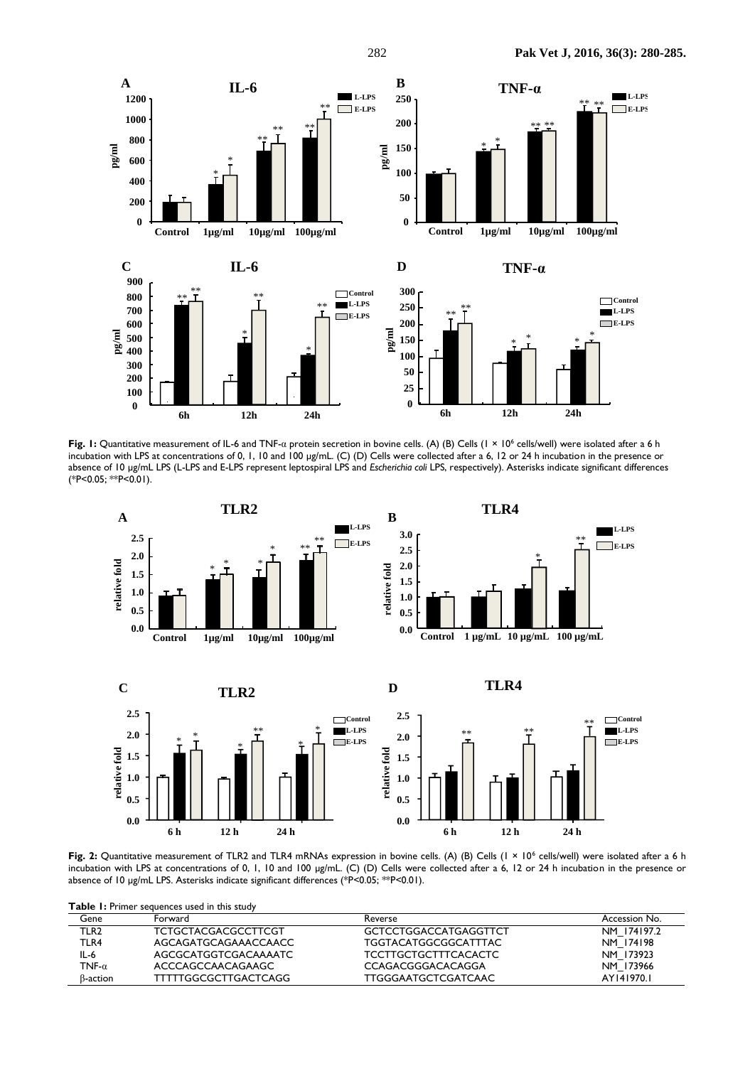**Fig. 1:** Quantitative measurement of IL-6 and TNF-α protein secretion in bovine cells. (A) (B) Cells ($1 \times 10^6$ cells/well) were isolated after a 6 h incubation with LPS at concentrations of 0, 1, 10 and 100 μg/mL. (C) (D) Cells were collected after a 6, 12 or 24 h incubation in the presence or absence of 10 μg/mL LPS (L-LPS and E-LPS represent leptospiral LPS and *Escherichia coli* LPS, respectively). Asterisks indicate significant differences (*P<0.05; **P<0.01).

**Fig. 2:** Quantitative measurement of TLR2 and TLR4 mRNAs expression in bovine cells. (A) (B) Cells ($1 \times 10^6$ cells/well) were isolated after a 6 h incubation with LPS at concentrations of 0, 1, 10 and 100 μg/mL. (C) (D) Cells were collected after a 6, 12 or 24 h incubation in the presence or absence of 10 μg/mL LPS. Asterisks indicate significant differences (*P<0.05; **P<0.01).

**Table 1:** Primer sequences used in this study

| Gene | Forward | Reverse | Accession No. |
|---|---|---|---|
| TLR2 | TCTGCTACGACGCCTTCGT | GCTCCTGGACCATGAGGTTCT | NM_174197.2 |
| TLR4 | AGCAGATGCAGAAACCAACC | TGGTACATGGCGGCATTTAC | NM_174198 |
| IL-6 | AGCGCATGGTCGACAAAATC | TCCTTGCTGCTTTCACACTC | NM_173923 |
| TNF-α | ACCCAGCCAACAGAAGC | CCAGACGGGACACAGGA | NM_173966 |
| β-action | TTTTTGGCGCTTGACTCAGG | TTGGGAATGCTCGATCAAC | AY141970.1 |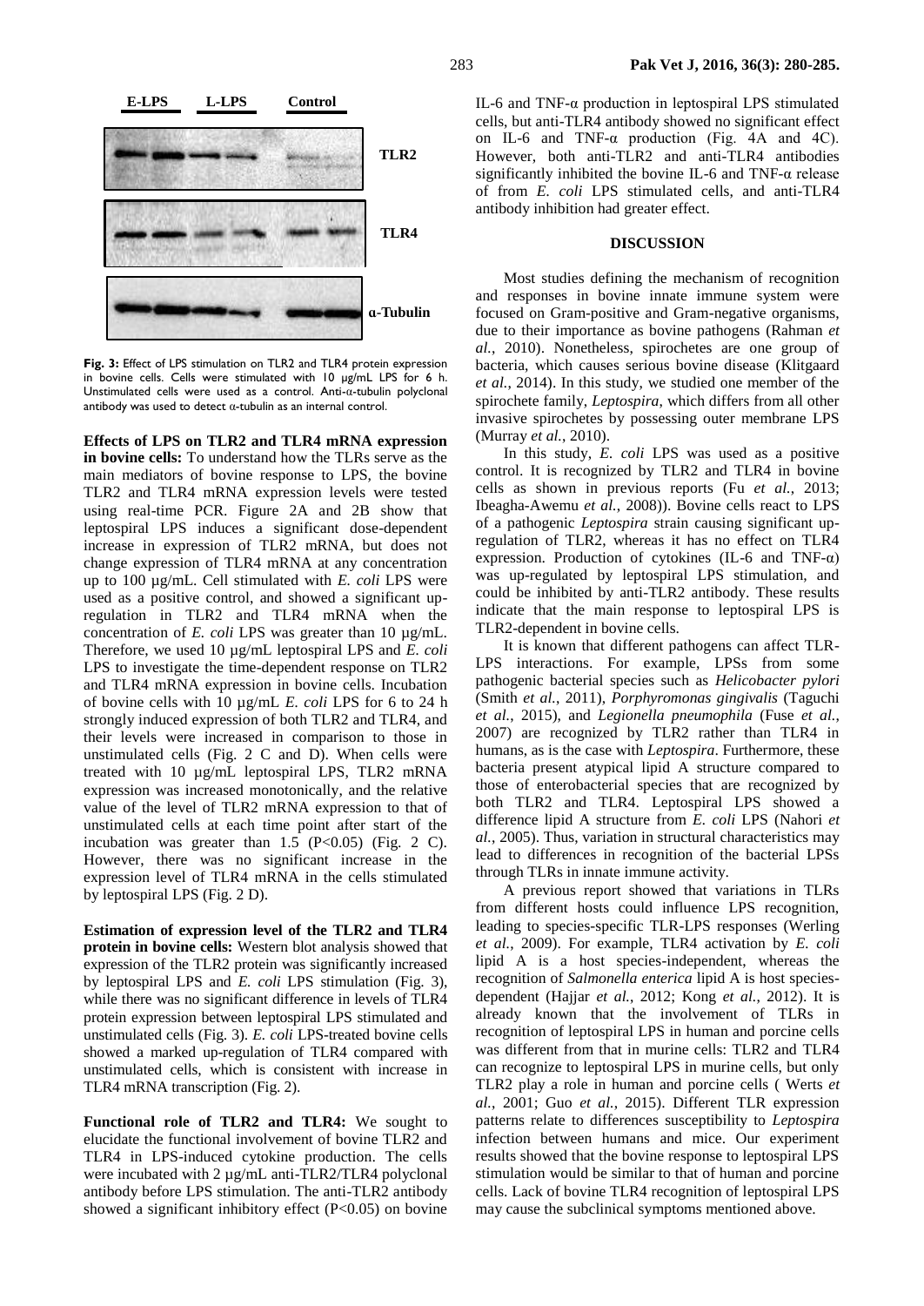E-LPS L-LPS Control

TLR2

TLR4

α-Tubulin

**Fig. 3:** Effect of LPS stimulation on TLR2 and TLR4 protein expression in bovine cells. Cells were stimulated with 10 µg/mL LPS for 6 h. Unstimulated cells were used as a control. Anti-α-tubulin polyclonal antibody was used to detect α-tubulin as an internal control.

**Effects of LPS on TLR2 and TLR4 mRNA expression in bovine cells:** To understand how the TLRs serve as the main mediators of bovine response to LPS, the bovine TLR2 and TLR4 mRNA expression levels were tested using real-time PCR. Figure 2A and 2B show that leptospiral LPS induces a significant dose-dependent increase in expression of TLR2 mRNA, but does not change expression of TLR4 mRNA at any concentration up to 100 µg/mL. Cell stimulated with *E. coli* LPS were used as a positive control, and showed a significant up-regulation in TLR2 and TLR4 mRNA when the concentration of *E. coli* LPS was greater than 10 µg/mL. Therefore, we used 10 µg/mL leptospiral LPS and *E. coli* LPS to investigate the time-dependent response on TLR2 and TLR4 mRNA expression in bovine cells. Incubation of bovine cells with 10 µg/mL *E. coli* LPS for 6 to 24 h strongly induced expression of both TLR2 and TLR4, and their levels were increased in comparison to those in unstimulated cells (Fig. 2 C and D). When cells were treated with 10 µg/mL leptospiral LPS, TLR2 mRNA expression was increased monotonically, and the relative value of the level of TLR2 mRNA expression to that of unstimulated cells at each time point after start of the incubation was greater than 1.5 ($P<0.05$) (Fig. 2 C). However, there was no significant increase in the expression level of TLR4 mRNA in the cells stimulated by leptospiral LPS (Fig. 2 D).

**Estimation of expression level of the TLR2 and TLR4 protein in bovine cells:** Western blot analysis showed that expression of the TLR2 protein was significantly increased by leptospiral LPS and *E. coli* LPS stimulation (Fig. 3), while there was no significant difference in levels of TLR4 protein expression between leptospiral LPS stimulated and unstimulated cells (Fig. 3). *E. coli* LPS-treated bovine cells showed a marked up-regulation of TLR4 compared with unstimulated cells, which is consistent with increase in TLR4 mRNA transcription (Fig. 2).

**Functional role of TLR2 and TLR4:** We sought to elucidate the functional involvement of bovine TLR2 and TLR4 in LPS-induced cytokine production. The cells were incubated with 2 µg/mL anti-TLR2/TLR4 polyclonal antibody before LPS stimulation. The anti-TLR2 antibody showed a significant inhibitory effect ($P<0.05$) on bovine IL-6 and TNF-α production in leptospiral LPS stimulated cells, but anti-TLR4 antibody showed no significant effect on IL-6 and TNF-α production (Fig. 4A and 4C). However, both anti-TLR2 and anti-TLR4 antibodies significantly inhibited the bovine IL-6 and TNF-α release of from *E. coli* LPS stimulated cells, and anti-TLR4 antibody inhibition had greater effect.

## DISCUSSION

Most studies defining the mechanism of recognition and responses in bovine innate immune system were focused on Gram-positive and Gram-negative organisms, due to their importance as bovine pathogens (Rahman *et al.*, 2010). Nonetheless, spirochetes are one group of bacteria, which causes serious bovine disease (Klitgaard *et al.*, 2014). In this study, we studied one member of the spirochete family, *Leptospira*, which differs from all other invasive spirochetes by possessing outer membrane LPS (Murray *et al.*, 2010).

In this study, *E. coli* LPS was used as a positive control. It is recognized by TLR2 and TLR4 in bovine cells as shown in previous reports (Fu *et al.*, 2013; Ibeagha-Awemu *et al.*, 2008)). Bovine cells react to LPS of a pathogenic *Leptospira* strain causing significant up-regulation of TLR2, whereas it has no effect on TLR4 expression. Production of cytokines (IL-6 and TNF-α) was up-regulated by leptospiral LPS stimulation, and could be inhibited by anti-TLR2 antibody. These results indicate that the main response to leptospiral LPS is TLR2-dependent in bovine cells.

It is known that different pathogens can affect TLR-LPS interactions. For example, LPSs from some pathogenic bacterial species such as *Helicobacter pylori* (Smith *et al.*, 2011), *Porphyromonas gingivalis* (Taguchi *et al.*, 2015), and *Legionella pneumophila* (Fuse *et al.*, 2007) are recognized by TLR2 rather than TLR4 in humans, as is the case with *Leptospira*. Furthermore, these bacteria present atypical lipid A structure compared to those of enterobacterial species that are recognized by both TLR2 and TLR4. Leptospiral LPS showed a difference lipid A structure from *E. coli* LPS (Nahori *et al.*, 2005). Thus, variation in structural characteristics may lead to differences in recognition of the bacterial LPSs through TLRs in innate immune activity.

A previous report showed that variations in TLRs from different hosts could influence LPS recognition, leading to species-specific TLR-LPS responses (Werling *et al.*, 2009). For example, TLR4 activation by *E. coli* lipid A is a host species-independent, whereas the recognition of *Salmonella enterica* lipid A is host species-dependent (Hajjar *et al.*, 2012; Kong *et al.*, 2012). It is already known that the involvement of TLRs in recognition of leptospiral LPS in human and porcine cells was different from that in murine cells: TLR2 and TLR4 can recognize to leptospiral LPS in murine cells, but only TLR2 play a role in human and porcine cells ( Werts *et al.*, 2001; Guo *et al.*, 2015). Different TLR expression patterns relate to differences susceptibility to *Leptospira* infection between humans and mice. Our experiment results showed that the bovine response to leptospiral LPS stimulation would be similar to that of human and porcine cells. Lack of bovine TLR4 recognition of leptospiral LPS may cause the subclinical symptoms mentioned above.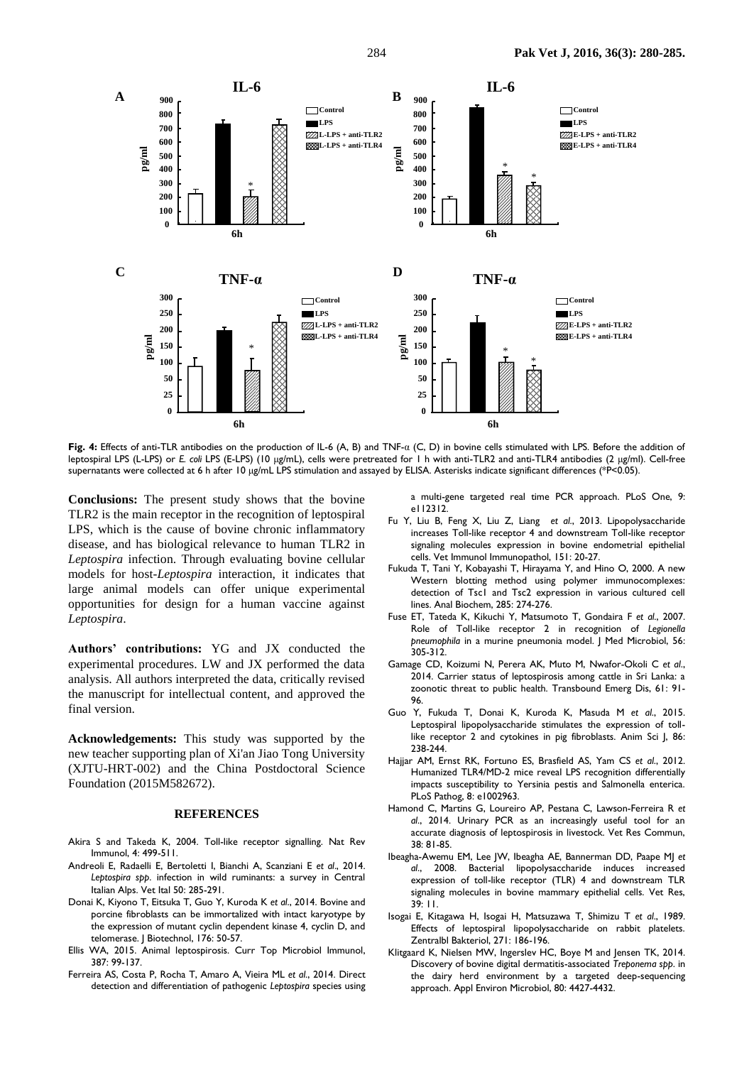**Fig. 4:** Effects of anti-TLR antibodies on the production of IL-6 (A, B) and TNF-α (C, D) in bovine cells stimulated with LPS. Before the addition of leptospiral LPS (L-LPS) or *E. coli* LPS (E-LPS) (10 μg/mL), cells were pretreated for 1 h with anti-TLR2 and anti-TLR4 antibodies (2 μg/ml). Cell-free supernatants were collected at 6 h after 10 μg/mL LPS stimulation and assayed by ELISA. Asterisks indicate significant differences (*P<0.05).

**Conclusions:** The present study shows that the bovine TLR2 is the main receptor in the recognition of leptospiral LPS, which is the cause of bovine chronic inflammatory disease, and has biological relevance to human TLR2 in *Leptospira* infection. Through evaluating bovine cellular models for host-*Leptospira* interaction, it indicates that large animal models can offer unique experimental opportunities for design for a human vaccine against *Leptospira*.

**Authors' contributions:** YG and JX conducted the experimental procedures. LW and JX performed the data analysis. All authors interpreted the data, critically revised the manuscript for intellectual content, and approved the final version.

**Acknowledgements:** This study was supported by the new teacher supporting plan of Xi'an Jiao Tong University (XJTU-HRT-002) and the China Postdoctoral Science Foundation (2015M582672).

## REFERENCES

Akira S and Takeda K, 2004. Toll-like receptor signalling. Nat Rev Immunol, 4: 499-511.

Andreoli E, Radaelli E, Bertoletti I, Bianchi A, Scanziani E *et al*., 2014. *Leptospira spp*. infection in wild ruminants: a survey in Central Italian Alps. Vet Ital 50: 285-291.

Donai K, Kiyono T, Eitsuka T, Guo Y, Kuroda K *et al*., 2014. Bovine and porcine fibroblasts can be immortalized with intact karyotype by the expression of mutant cyclin dependent kinase 4, cyclin D, and telomerase. J Biotechnol, 176: 50-57.

Ellis WA, 2015. Animal leptospirosis. Curr Top Microbiol Immunol, 387: 99-137.

Ferreira AS, Costa P, Rocha T, Amaro A, Vieira ML *et al*., 2014. Direct detection and differentiation of pathogenic *Leptospira* species using a multi-gene targeted real time PCR approach. PLoS One, 9: e112312.

Fu Y, Liu B, Feng X, Liu Z, Liang *et al*., 2013. Lipopolysaccharide increases Toll-like receptor 4 and downstream Toll-like receptor signaling molecules expression in bovine endometrial epithelial cells. Vet Immunol Immunopathol, 151: 20-27.

Fukuda T, Tani Y, Kobayashi T, Hirayama Y, and Hino O, 2000. A new Western blotting method using polymer immunocomplexes: detection of Tsc1 and Tsc2 expression in various cultured cell lines. Anal Biochem, 285: 274-276.

Fuse ET, Tateda K, Kikuchi Y, Matsumoto T, Gondaira F *et al*., 2007. Role of Toll-like receptor 2 in recognition of *Legionella pneumophila* in a murine pneumonia model. J Med Microbiol, 56: 305-312.

Gamage CD, Koizumi N, Perera AK, Muto M, Nwafor-Okoli C *et al*., 2014. Carrier status of leptospirosis among cattle in Sri Lanka: a zoonotic threat to public health. Transbound Emerg Dis, 61: 91-96.

Guo Y, Fukuda T, Donai K, Kuroda K, Masuda M *et al*., 2015. Leptospiral lipopolysaccharide stimulates the expression of toll-like receptor 2 and cytokines in pig fibroblasts. Anim Sci J, 86: 238-244.

Hajjar AM, Ernst RK, Fortuno ES, Brasfield AS, Yam CS *et al*., 2012. Humanized TLR4/MD-2 mice reveal LPS recognition differentially impacts susceptibility to Yersinia pestis and Salmonella enterica. PLoS Pathog, 8: e1002963.

Hamond C, Martins G, Loureiro AP, Pestana C, Lawson-Ferreira R *et al*., 2014. Urinary PCR as an increasingly useful tool for an accurate diagnosis of leptospirosis in livestock. Vet Res Commun, 38: 81-85.

Ibeagha-Awemu EM, Lee JW, Ibeagha AE, Bannerman DD, Paape MJ *et al*., 2008. Bacterial lipopolysaccharide induces increased expression of toll-like receptor (TLR) 4 and downstream TLR signaling molecules in bovine mammary epithelial cells. Vet Res, 39: 11.

Isogai E, Kitagawa H, Isogai H, Matsuzawa T, Shimizu T *et al*., 1989. Effects of leptospiral lipopolysaccharide on rabbit platelets. Zentralbl Bakteriol, 271: 186-196.

Klitgaard K, Nielsen MW, Ingerslev HC, Boye M and Jensen TK, 2014. Discovery of bovine digital dermatitis-associated *Treponema spp*. in the dairy herd environment by a targeted deep-sequencing approach. Appl Environ Microbiol, 80: 4427-4432.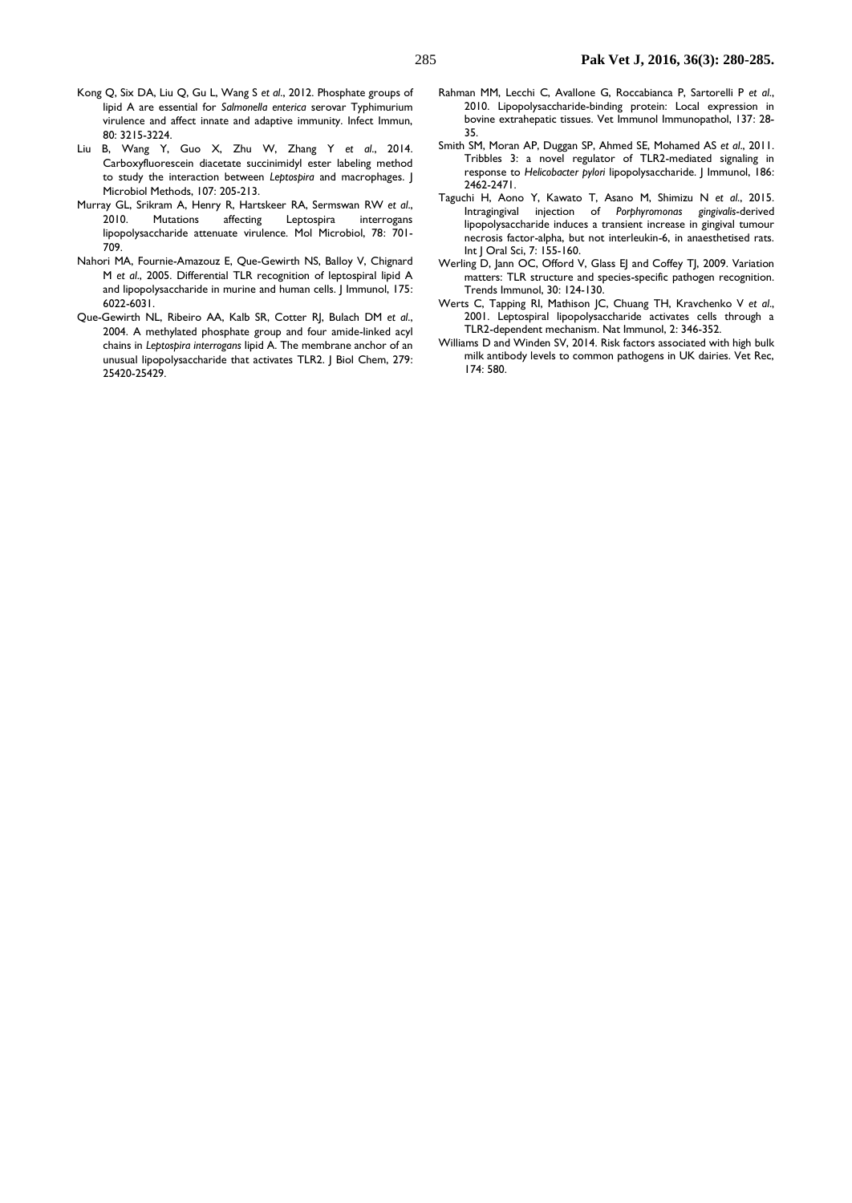Kong Q, Six DA, Liu Q, Gu L, Wang S *et al*., 2012. Phosphate groups of lipid A are essential for *Salmonella enterica* serovar Typhimurium virulence and affect innate and adaptive immunity. Infect Immun, 80: 3215-3224.

Liu B, Wang Y, Guo X, Zhu W, Zhang Y *et al*., 2014. Carboxyfluorescein diacetate succinimidyl ester labeling method to study the interaction between *Leptospira* and macrophages. J Microbiol Methods, 107: 205-213.

Murray GL, Srikram A, Henry R, Hartskeer RA, Sermswan RW *et al*., 2010. Mutations affecting Leptospira interrogans lipopolysaccharide attenuate virulence. Mol Microbiol, 78: 701-709.

Nahori MA, Fournie-Amazouz E, Que-Gewirth NS, Balloy V, Chignard M *et al*., 2005. Differential TLR recognition of leptospiral lipid A and lipopolysaccharide in murine and human cells. J Immunol, 175: 6022-6031.

Que-Gewirth NL, Ribeiro AA, Kalb SR, Cotter RJ, Bulach DM *et al*., 2004. A methylated phosphate group and four amide-linked acyl chains in *Leptospira interrogans* lipid A. The membrane anchor of an unusual lipopolysaccharide that activates TLR2. J Biol Chem, 279: 25420-25429.

Rahman MM, Lecchi C, Avallone G, Roccabianca P, Sartorelli P *et al*., 2010. Lipopolysaccharide-binding protein: Local expression in bovine extrahepatic tissues. Vet Immunol Immunopathol, 137: 28-35.

Smith SM, Moran AP, Duggan SP, Ahmed SE, Mohamed AS *et al*., 2011. Tribbles 3: a novel regulator of TLR2-mediated signaling in response to *Helicobacter pylori* lipopolysaccharide. J Immunol, 186: 2462-2471.

Taguchi H, Aono Y, Kawato T, Asano M, Shimizu N *et al*., 2015. Intragingival injection of *Porphyromonas gingivalis*-derived lipopolysaccharide induces a transient increase in gingival tumour necrosis factor-alpha, but not interleukin-6, in anaesthetised rats. Int J Oral Sci, 7: 155-160.

Werling D, Jann OC, Offord V, Glass EJ and Coffey TJ, 2009. Variation matters: TLR structure and species-specific pathogen recognition. Trends Immunol, 30: 124-130.

Werts C, Tapping RI, Mathison JC, Chuang TH, Kravchenko V *et al*., 2001. Leptospiral lipopolysaccharide activates cells through a TLR2-dependent mechanism. Nat Immunol, 2: 346-352.

Williams D and Winden SV, 2014. Risk factors associated with high bulk milk antibody levels to common pathogens in UK dairies. Vet Rec, 174: 580.